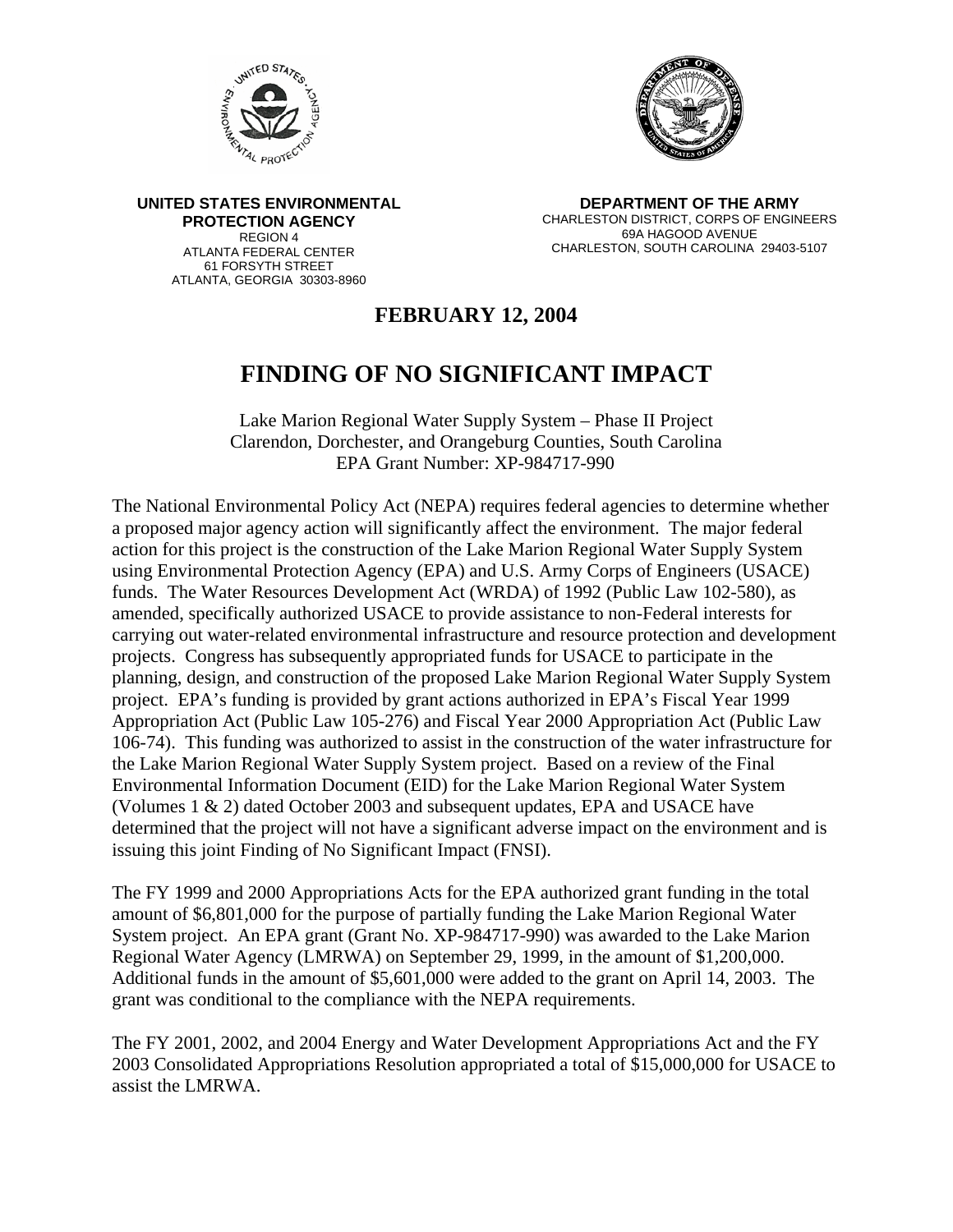**UNITED STATES ENVIRONMENTAL PROTECTION AGENCY**
REGION 4
ATLANTA FEDERAL CENTER
61 FORSYTH STREET
ATLANTA, GEORGIA 30303-8960

**DEPARTMENT OF THE ARMY**
CHARLESTON DISTRICT, CORPS OF ENGINEERS
69A HAGOOD AVENUE
CHARLESTON, SOUTH CAROLINA 29403-5107

**FEBRUARY 12, 2004**

# FINDING OF NO SIGNIFICANT IMPACT

Lake Marion Regional Water Supply System – Phase II Project
Clarendon, Dorchester, and Orangeburg Counties, South Carolina
EPA Grant Number: XP-984717-990

The National Environmental Policy Act (NEPA) requires federal agencies to determine whether a proposed major agency action will significantly affect the environment. The major federal action for this project is the construction of the Lake Marion Regional Water Supply System using Environmental Protection Agency (EPA) and U.S. Army Corps of Engineers (USACE) funds. The Water Resources Development Act (WRDA) of 1992 (Public Law 102-580), as amended, specifically authorized USACE to provide assistance to non-Federal interests for carrying out water-related environmental infrastructure and resource protection and development projects. Congress has subsequently appropriated funds for USACE to participate in the planning, design, and construction of the proposed Lake Marion Regional Water Supply System project. EPA's funding is provided by grant actions authorized in EPA's Fiscal Year 1999 Appropriation Act (Public Law 105-276) and Fiscal Year 2000 Appropriation Act (Public Law 106-74). This funding was authorized to assist in the construction of the water infrastructure for the Lake Marion Regional Water Supply System project. Based on a review of the Final Environmental Information Document (EID) for the Lake Marion Regional Water System (Volumes 1 & 2) dated October 2003 and subsequent updates, EPA and USACE have determined that the project will not have a significant adverse impact on the environment and is issuing this joint Finding of No Significant Impact (FNSI).

The FY 1999 and 2000 Appropriations Acts for the EPA authorized grant funding in the total amount of $6,801,000 for the purpose of partially funding the Lake Marion Regional Water System project. An EPA grant (Grant No. XP-984717-990) was awarded to the Lake Marion Regional Water Agency (LMRWA) on September 29, 1999, in the amount of $1,200,000. Additional funds in the amount of $5,601,000 were added to the grant on April 14, 2003. The grant was conditional to the compliance with the NEPA requirements.

The FY 2001, 2002, and 2004 Energy and Water Development Appropriations Act and the FY 2003 Consolidated Appropriations Resolution appropriated a total of $15,000,000 for USACE to assist the LMRWA.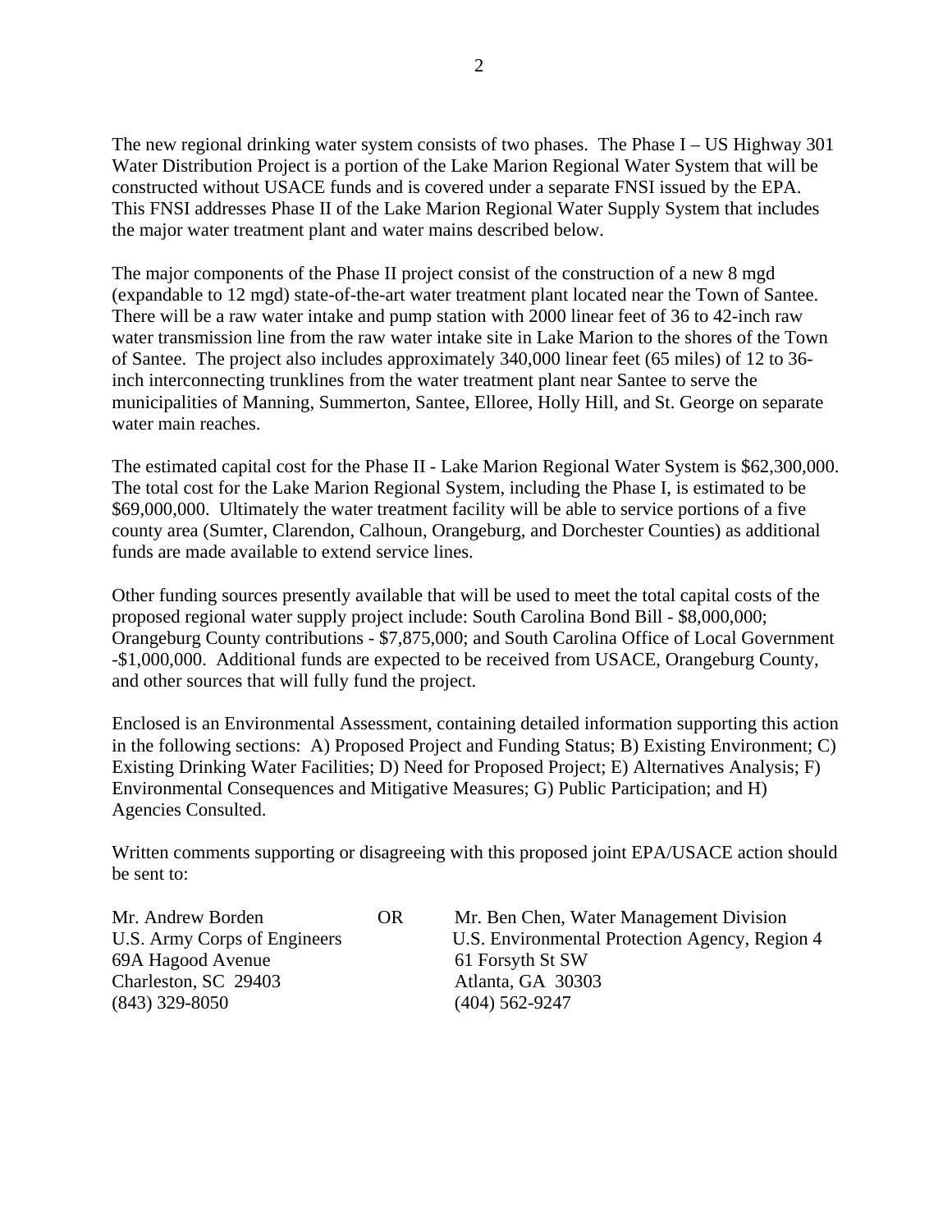The new regional drinking water system consists of two phases. The Phase I – US Highway 301 Water Distribution Project is a portion of the Lake Marion Regional Water System that will be constructed without USACE funds and is covered under a separate FNSI issued by the EPA. This FNSI addresses Phase II of the Lake Marion Regional Water Supply System that includes the major water treatment plant and water mains described below.

The major components of the Phase II project consist of the construction of a new 8 mgd (expandable to 12 mgd) state-of-the-art water treatment plant located near the Town of Santee. There will be a raw water intake and pump station with 2000 linear feet of 36 to 42-inch raw water transmission line from the raw water intake site in Lake Marion to the shores of the Town of Santee. The project also includes approximately 340,000 linear feet (65 miles) of 12 to 36-inch interconnecting trunklines from the water treatment plant near Santee to serve the municipalities of Manning, Summerton, Santee, Elloree, Holly Hill, and St. George on separate water main reaches.

The estimated capital cost for the Phase II - Lake Marion Regional Water System is $62,300,000. The total cost for the Lake Marion Regional System, including the Phase I, is estimated to be $69,000,000. Ultimately the water treatment facility will be able to service portions of a five county area (Sumter, Clarendon, Calhoun, Orangeburg, and Dorchester Counties) as additional funds are made available to extend service lines.

Other funding sources presently available that will be used to meet the total capital costs of the proposed regional water supply project include: South Carolina Bond Bill - $8,000,000; Orangeburg County contributions - $7,875,000; and South Carolina Office of Local Government -$1,000,000. Additional funds are expected to be received from USACE, Orangeburg County, and other sources that will fully fund the project.

Enclosed is an Environmental Assessment, containing detailed information supporting this action in the following sections: A) Proposed Project and Funding Status; B) Existing Environment; C) Existing Drinking Water Facilities; D) Need for Proposed Project; E) Alternatives Analysis; F) Environmental Consequences and Mitigative Measures; G) Public Participation; and H) Agencies Consulted.

Written comments supporting or disagreeing with this proposed joint EPA/USACE action should be sent to:

Mr. Andrew Borden
U.S. Army Corps of Engineers
69A Hagood Avenue
Charleston, SC 29403
(843) 329-8050

OR

Mr. Ben Chen, Water Management Division
U.S. Environmental Protection Agency, Region 4
61 Forsyth St SW
Atlanta, GA 30303
(404) 562-9247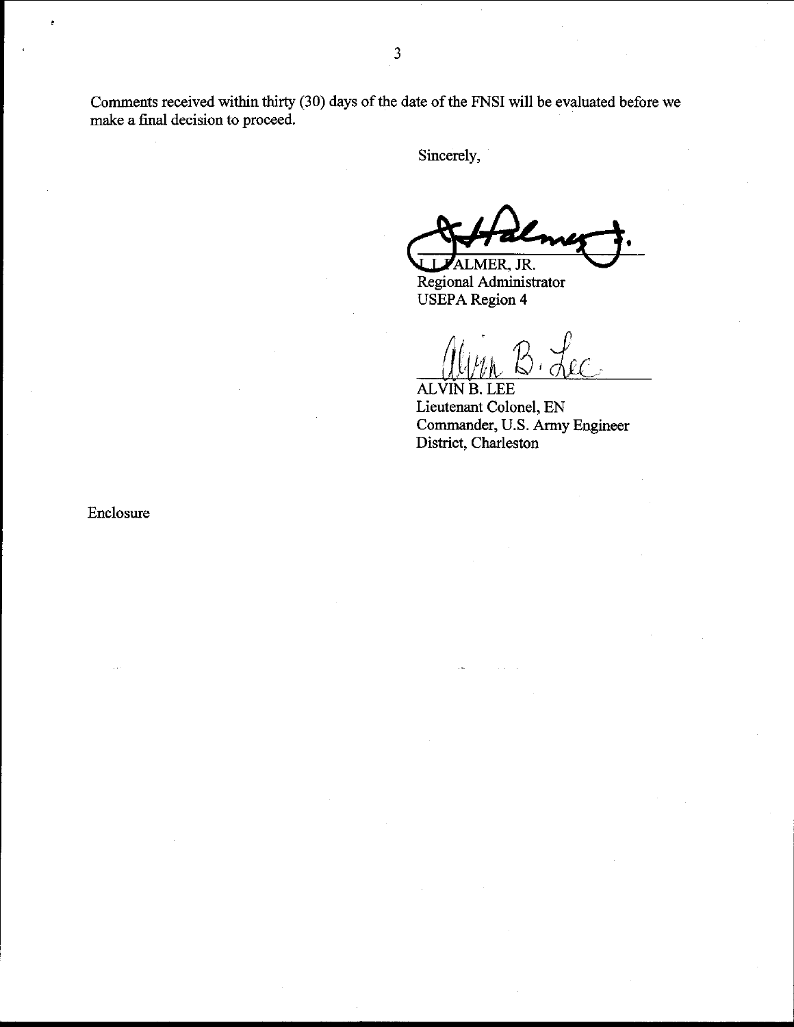Comments received within thirty (30) days of the date of the FNSI will be evaluated before we make a final decision to proceed.

Sincerely,

J. I. PALMER, JR.
Regional Administrator
USEPA Region 4

ALVIN B. LEE
Lieutenant Colonel, EN
Commander, U.S. Army Engineer
District, Charleston

Enclosure